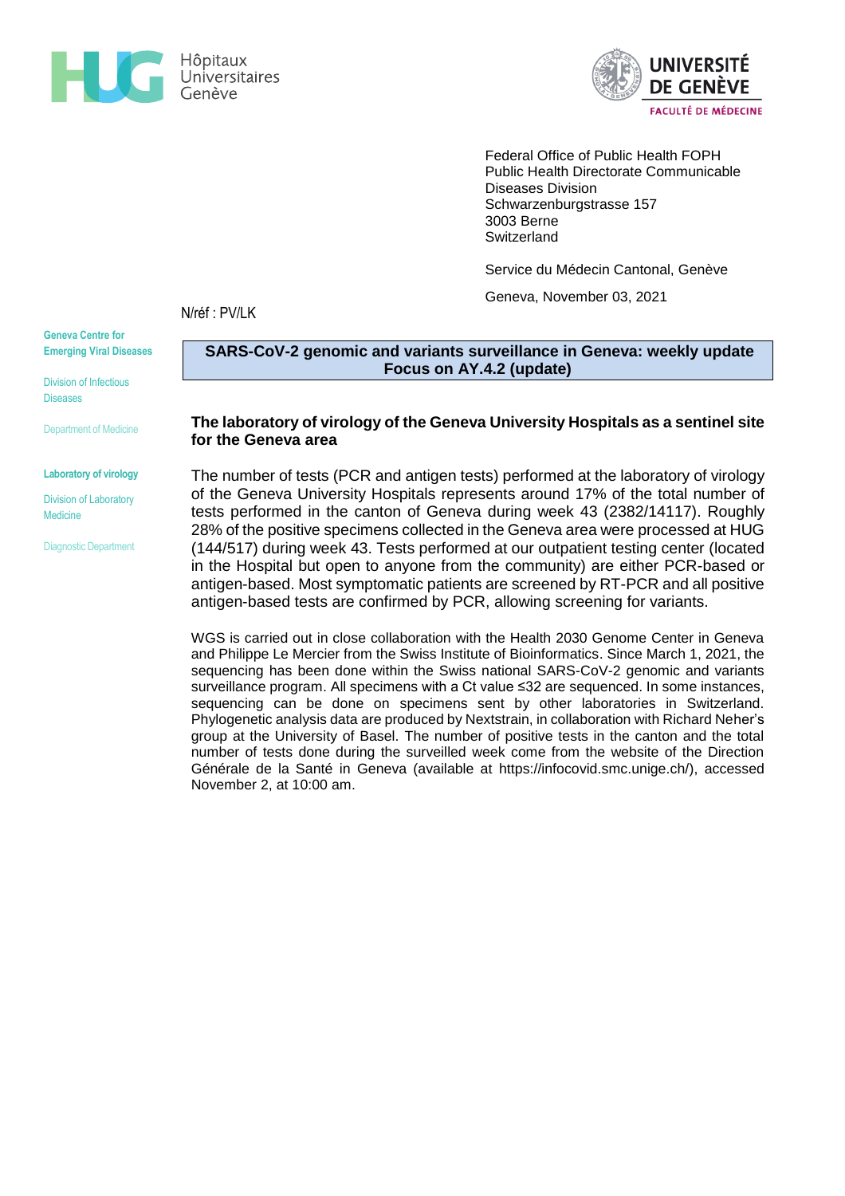Hôpitaux Universitaires Genève

UNIVERSITÉ DE GENÈVE
FACULTÉ DE MÉDECINE

Federal Office of Public Health FOPH
Public Health Directorate Communicable Diseases Division
Schwarzenburgstrasse 157
3003 Berne
Switzerland

Service du Médecin Cantonal, Genève

Geneva, November 03, 2021

N/réf : PV/LK

Geneva Centre for Emerging Viral Diseases

Division of Infectious Diseases

Department of Medicine

Laboratory of virology

Division of Laboratory Medicine

Diagnostic Department

# SARS-CoV-2 genomic and variants surveillance in Geneva: weekly update Focus on AY.4.2 (update)

## The laboratory of virology of the Geneva University Hospitals as a sentinel site for the Geneva area

The number of tests (PCR and antigen tests) performed at the laboratory of virology of the Geneva University Hospitals represents around 17% of the total number of tests performed in the canton of Geneva during week 43 (2382/14117). Roughly 28% of the positive specimens collected in the Geneva area were processed at HUG (144/517) during week 43. Tests performed at our outpatient testing center (located in the Hospital but open to anyone from the community) are either PCR-based or antigen-based. Most symptomatic patients are screened by RT-PCR and all positive antigen-based tests are confirmed by PCR, allowing screening for variants.

WGS is carried out in close collaboration with the Health 2030 Genome Center in Geneva and Philippe Le Mercier from the Swiss Institute of Bioinformatics. Since March 1, 2021, the sequencing has been done within the Swiss national SARS-CoV-2 genomic and variants surveillance program. All specimens with a Ct value ≤32 are sequenced. In some instances, sequencing can be done on specimens sent by other laboratories in Switzerland. Phylogenetic analysis data are produced by Nextstrain, in collaboration with Richard Neher's group at the University of Basel. The number of positive tests in the canton and the total number of tests done during the surveilled week come from the website of the Direction Générale de la Santé in Geneva (available at https://infocovid.smc.unige.ch/), accessed November 2, at 10:00 am.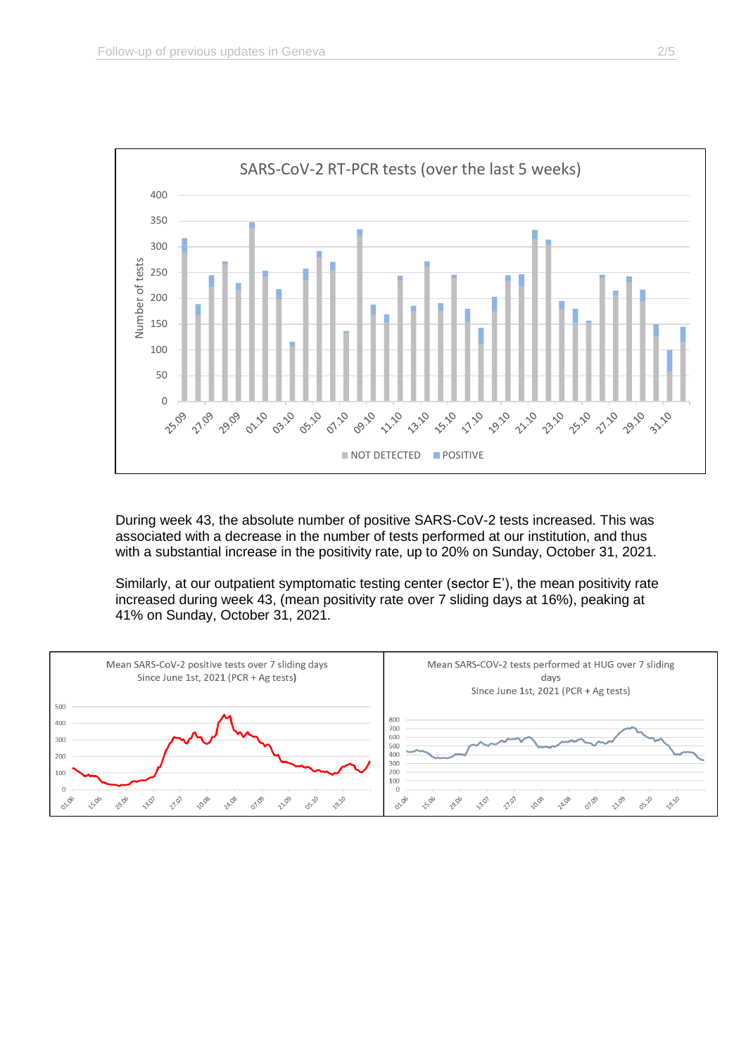During week 43, the absolute number of positive SARS-CoV-2 tests increased. This was associated with a decrease in the number of tests performed at our institution, and thus with a substantial increase in the positivity rate, up to 20% on Sunday, October 31, 2021.

Similarly, at our outpatient symptomatic testing center (sector E'), the mean positivity rate increased during week 43, (mean positivity rate over 7 sliding days at 16%), peaking at 41% on Sunday, October 31, 2021.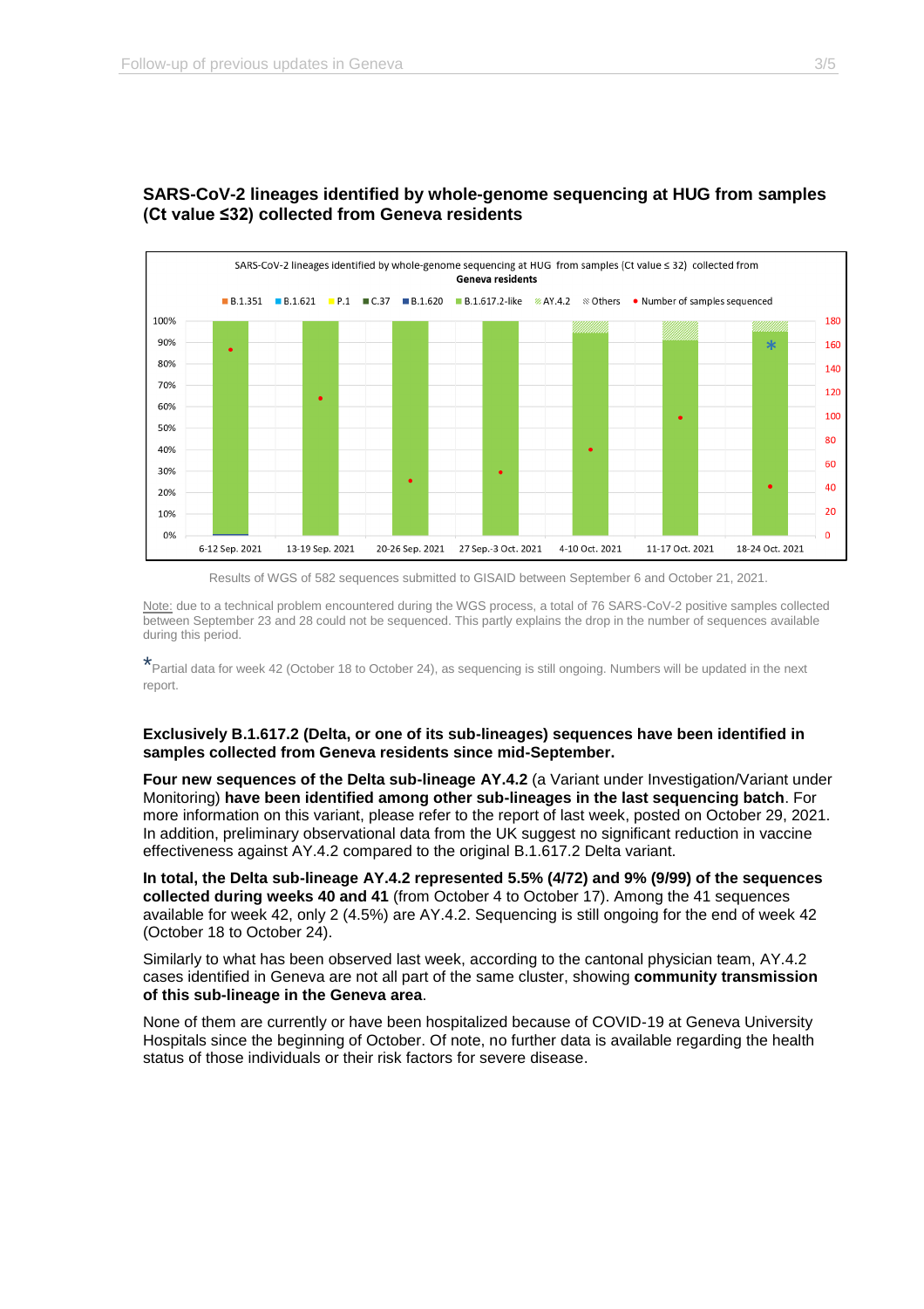### SARS-CoV-2 lineages identified by whole-genome sequencing at HUG from samples (Ct value ≤32) collected from Geneva residents

Results of WGS of 582 sequences submitted to GISAID between September 6 and October 21, 2021.

Note: due to a technical problem encountered during the WGS process, a total of 76 SARS-CoV-2 positive samples collected between September 23 and 28 could not be sequenced. This partly explains the drop in the number of sequences available during this period.

*Partial data for week 42 (October 18 to October 24), as sequencing is still ongoing. Numbers will be updated in the next report.

**Exclusively B.1.617.2 (Delta, or one of its sub-lineages) sequences have been identified in samples collected from Geneva residents since mid-September.**

**Four new sequences of the Delta sub-lineage AY.4.2** (a Variant under Investigation/Variant under Monitoring) **have been identified among other sub-lineages in the last sequencing batch**. For more information on this variant, please refer to the report of last week, posted on October 29, 2021. In addition, preliminary observational data from the UK suggest no significant reduction in vaccine effectiveness against AY.4.2 compared to the original B.1.617.2 Delta variant.

**In total, the Delta sub-lineage AY.4.2 represented 5.5% (4/72) and 9% (9/99) of the sequences collected during weeks 40 and 41** (from October 4 to October 17). Among the 41 sequences available for week 42, only 2 (4.5%) are AY.4.2. Sequencing is still ongoing for the end of week 42 (October 18 to October 24).

Similarly to what has been observed last week, according to the cantonal physician team, AY.4.2 cases identified in Geneva are not all part of the same cluster, showing **community transmission of this sub-lineage in the Geneva area**.

None of them are currently or have been hospitalized because of COVID-19 at Geneva University Hospitals since the beginning of October. Of note, no further data is available regarding the health status of those individuals or their risk factors for severe disease.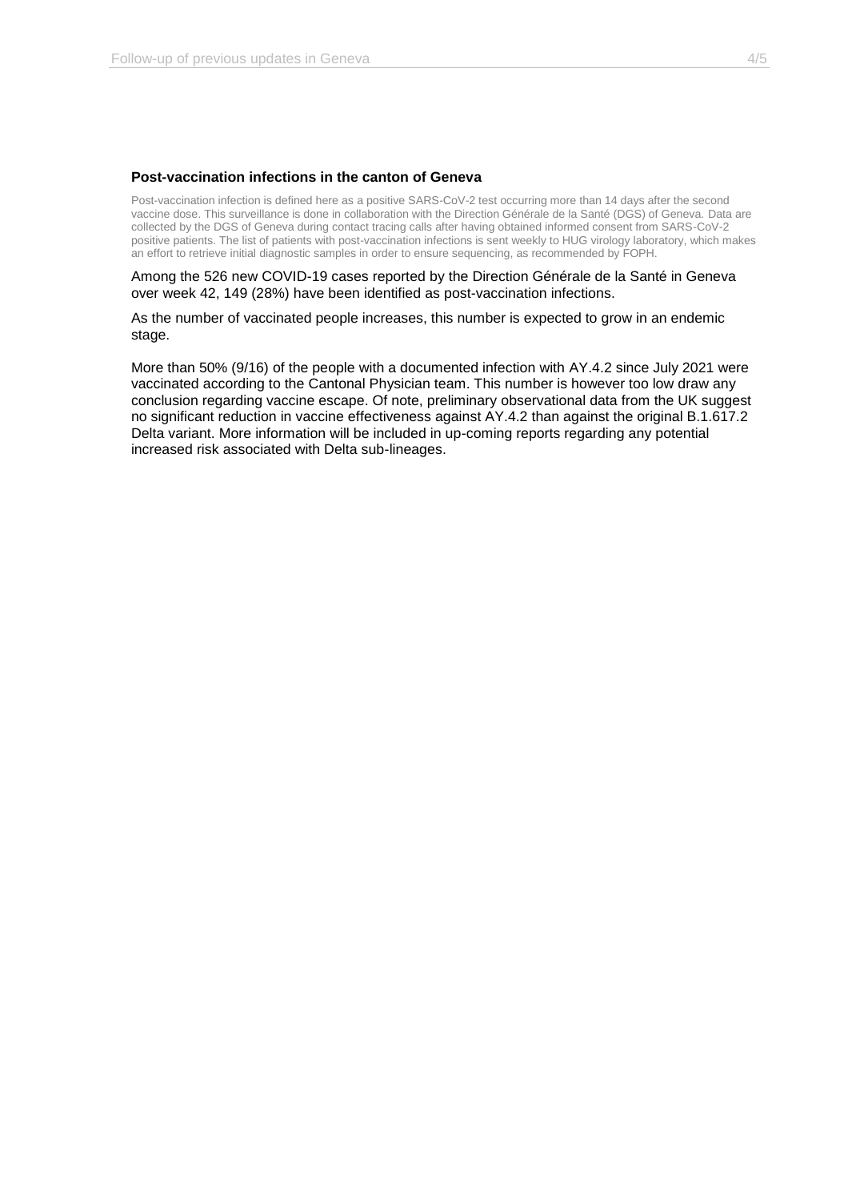### Post-vaccination infections in the canton of Geneva

Post-vaccination infection is defined here as a positive SARS-CoV-2 test occurring more than 14 days after the second vaccine dose. This surveillance is done in collaboration with the Direction Générale de la Santé (DGS) of Geneva. Data are collected by the DGS of Geneva during contact tracing calls after having obtained informed consent from SARS-CoV-2 positive patients. The list of patients with post-vaccination infections is sent weekly to HUG virology laboratory, which makes an effort to retrieve initial diagnostic samples in order to ensure sequencing, as recommended by FOPH.

Among the 526 new COVID-19 cases reported by the Direction Générale de la Santé in Geneva over week 42, 149 (28%) have been identified as post-vaccination infections.

As the number of vaccinated people increases, this number is expected to grow in an endemic stage.

More than 50% (9/16) of the people with a documented infection with AY.4.2 since July 2021 were vaccinated according to the Cantonal Physician team. This number is however too low draw any conclusion regarding vaccine escape. Of note, preliminary observational data from the UK suggest no significant reduction in vaccine effectiveness against AY.4.2 than against the original B.1.617.2 Delta variant. More information will be included in up-coming reports regarding any potential increased risk associated with Delta sub-lineages.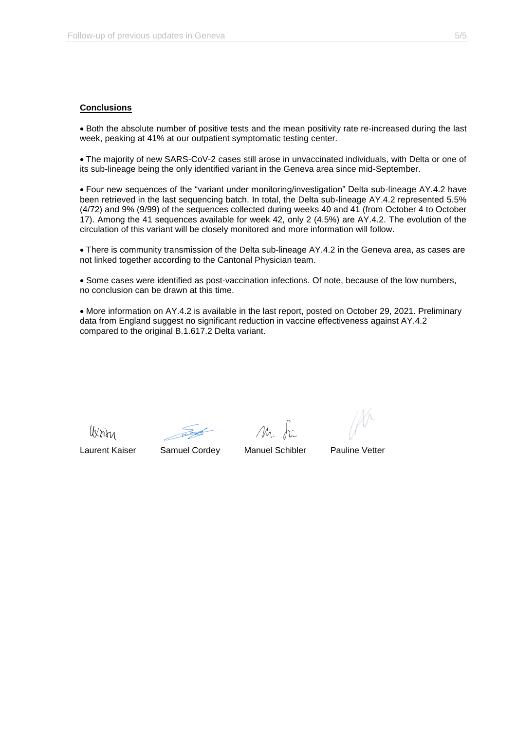**Conclusions**

- Both the absolute number of positive tests and the mean positivity rate re-increased during the last week, peaking at 41% at our outpatient symptomatic testing center.

- The majority of new SARS-CoV-2 cases still arose in unvaccinated individuals, with Delta or one of its sub-lineage being the only identified variant in the Geneva area since mid-September.

- Four new sequences of the "variant under monitoring/investigation" Delta sub-lineage AY.4.2 have been retrieved in the last sequencing batch. In total, the Delta sub-lineage AY.4.2 represented 5.5% (4/72) and 9% (9/99) of the sequences collected during weeks 40 and 41 (from October 4 to October 17). Among the 41 sequences available for week 42, only 2 (4.5%) are AY.4.2. The evolution of the circulation of this variant will be closely monitored and more information will follow.

- There is community transmission of the Delta sub-lineage AY.4.2 in the Geneva area, as cases are not linked together according to the Cantonal Physician team.

- Some cases were identified as post-vaccination infections. Of note, because of the low numbers, no conclusion can be drawn at this time.

- More information on AY.4.2 is available in the last report, posted on October 29, 2021. Preliminary data from England suggest no significant reduction in vaccine effectiveness against AY.4.2 compared to the original B.1.617.2 Delta variant.

Laurent Kaiser Samuel Cordey Manuel Schibler Pauline Vetter